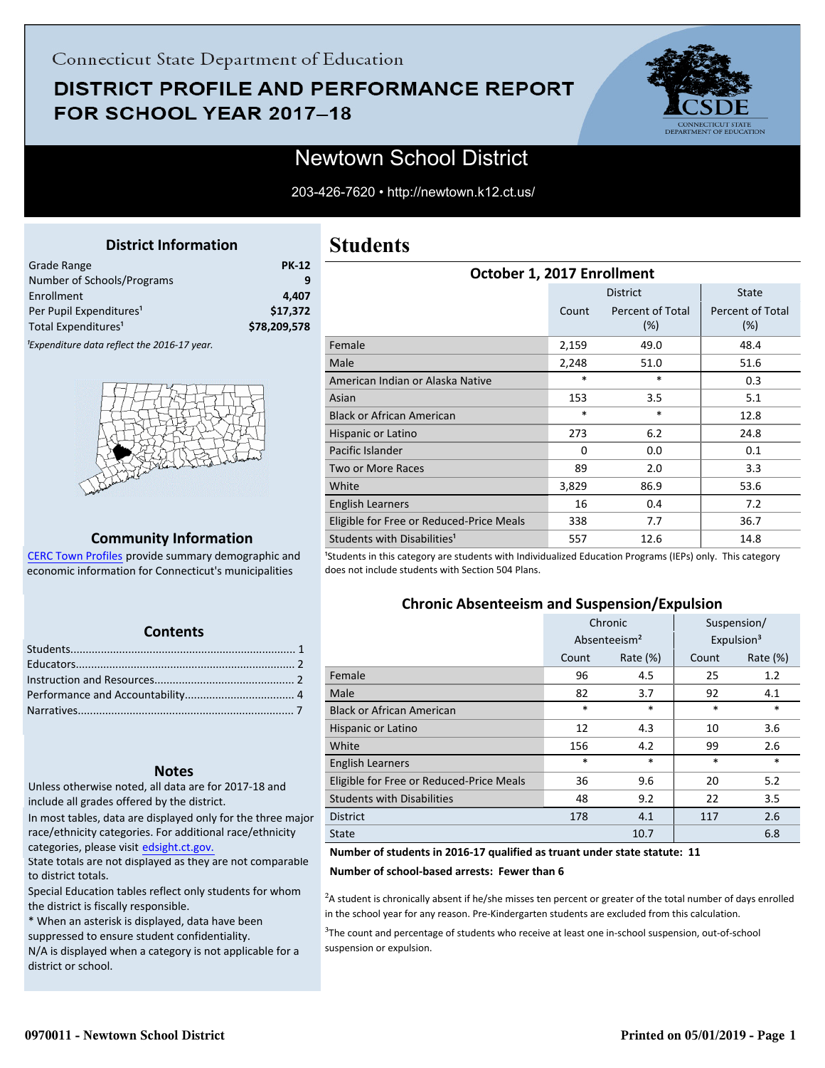Connecticut State Department of Education

# DISTRICT PROFILE AND PERFORMANCE REPORT FOR SCHOOL YEAR 2017–18

## Newtown School District

203-426-7620 • http://newtown.k12.ct.us/

### District Information

| | |
|---|---|
| Grade Range | PK-12 |
| Number of Schools/Programs | 9 |
| Enrollment | 4,407 |
| Per Pupil Expenditures[1] | $17,372 |
| Total Expenditures[1] | $78,209,578 |

*[1]Expenditure data reflect the 2016-17 year.*

### Community Information

CERC Town Profiles provide summary demographic and economic information for Connecticut's municipalities

### Contents

Students........................................................................ 1
Educators....................................................................... 2
Instruction and Resources............................................ 2
Performance and Accountability................................... 4
Narratives...................................................................... 7

### Notes

Unless otherwise noted, all data are for 2017-18 and include all grades offered by the district.

In most tables, data are displayed only for the three major race/ethnicity categories. For additional race/ethnicity categories, please visit edsight.ct.gov.

State totals are not displayed as they are not comparable to district totals.

Special Education tables reflect only students for whom the district is fiscally responsible.

* When an asterisk is displayed, data have been suppressed to ensure student confidentiality.

N/A is displayed when a category is not applicable for a district or school.

## Students

### October 1, 2017 Enrollment

| | District | | State |
|---|---|---|---|
| | Count | Percent of Total (%) | Percent of Total (%) |
| Female | 2,159 | 49.0 | 48.4 |
| Male | 2,248 | 51.0 | 51.6 |
| American Indian or Alaska Native | * | * | 0.3 |
| Asian | 153 | 3.5 | 5.1 |
| Black or African American | * | * | 12.8 |
| Hispanic or Latino | 273 | 6.2 | 24.8 |
| Pacific Islander | 0 | 0.0 | 0.1 |
| Two or More Races | 89 | 2.0 | 3.3 |
| White | 3,829 | 86.9 | 53.6 |
| English Learners | 16 | 0.4 | 7.2 |
| Eligible for Free or Reduced-Price Meals | 338 | 7.7 | 36.7 |
| Students with Disabilities[1] | 557 | 12.6 | 14.8 |

[1]Students in this category are students with Individualized Education Programs (IEPs) only. This category does not include students with Section 504 Plans.

### Chronic Absenteeism and Suspension/Expulsion

| | Chronic Absenteeism[2] | | Suspension/ Expulsion[3] | |
|---|---|---|---|---|
| | Count | Rate (%) | Count | Rate (%) |
| Female | 96 | 4.5 | 25 | 1.2 |
| Male | 82 | 3.7 | 92 | 4.1 |
| Black or African American | * | * | * | * |
| Hispanic or Latino | 12 | 4.3 | 10 | 3.6 |
| White | 156 | 4.2 | 99 | 2.6 |
| English Learners | * | * | * | * |
| Eligible for Free or Reduced-Price Meals | 36 | 9.6 | 20 | 5.2 |
| Students with Disabilities | 48 | 9.2 | 22 | 3.5 |
| District | 178 | 4.1 | 117 | 2.6 |
| State | | 10.7 | | 6.8 |

**Number of students in 2016-17 qualified as truant under state statute: 11**

**Number of school-based arrests: Fewer than 6**

[2]A student is chronically absent if he/she misses ten percent or greater of the total number of days enrolled in the school year for any reason. Pre-Kindergarten students are excluded from this calculation.

[3]The count and percentage of students who receive at least one in-school suspension, out-of-school suspension or expulsion.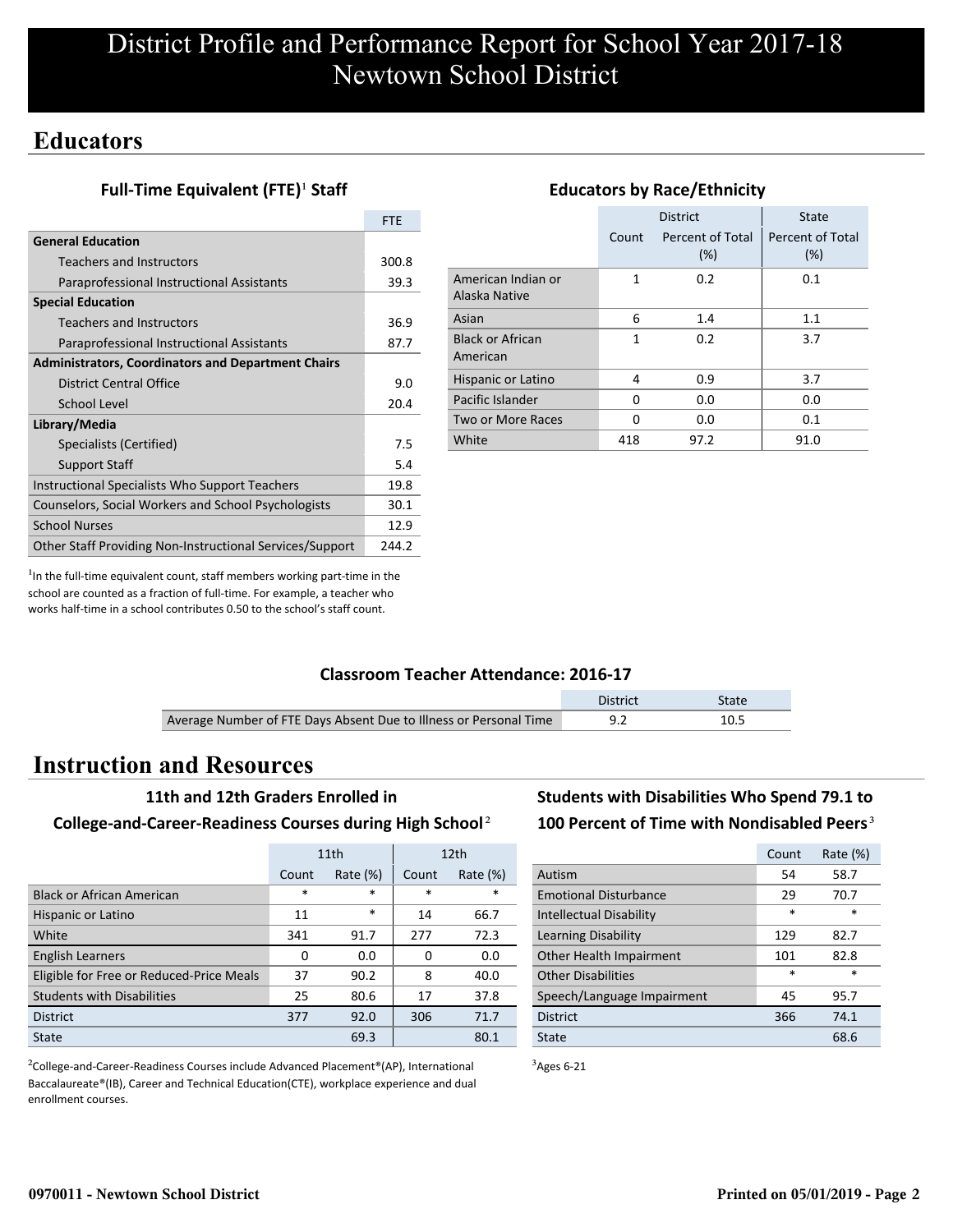# District Profile and Performance Report for School Year 2017-18
# Newtown School District

## Educators

### Full-Time Equivalent (FTE)[1] Staff

| | FTE |
|---|---|
| **General Education** | |
| Teachers and Instructors | 300.8 |
| Paraprofessional Instructional Assistants | 39.3 |
| **Special Education** | |
| Teachers and Instructors | 36.9 |
| Paraprofessional Instructional Assistants | 87.7 |
| **Administrators, Coordinators and Department Chairs** | |
| District Central Office | 9.0 |
| School Level | 20.4 |
| **Library/Media** | |
| Specialists (Certified) | 7.5 |
| Support Staff | 5.4 |
| Instructional Specialists Who Support Teachers | 19.8 |
| Counselors, Social Workers and School Psychologists | 30.1 |
| School Nurses | 12.9 |
| Other Staff Providing Non-Instructional Services/Support | 244.2 |

[1]In the full-time equivalent count, staff members working part-time in the school are counted as a fraction of full-time. For example, a teacher who works half-time in a school contributes 0.50 to the school's staff count.

### Educators by Race/Ethnicity

| | District | | State |
|---|---|---|---|
| | Count | Percent of Total (%) | Percent of Total (%) |
| American Indian or Alaska Native | 1 | 0.2 | 0.1 |
| Asian | 6 | 1.4 | 1.1 |
| Black or African American | 1 | 0.2 | 3.7 |
| Hispanic or Latino | 4 | 0.9 | 3.7 |
| Pacific Islander | 0 | 0.0 | 0.0 |
| Two or More Races | 0 | 0.0 | 0.1 |
| White | 418 | 97.2 | 91.0 |

### Classroom Teacher Attendance: 2016-17

| | District | State |
|---|---|---|
| Average Number of FTE Days Absent Due to Illness or Personal Time | 9.2 | 10.5 |

## Instruction and Resources

### 11th and 12th Graders Enrolled in College-and-Career-Readiness Courses during High School[2]

| | 11th | | 12th | |
|---|---|---|---|---|
| | Count | Rate (%) | Count | Rate (%) |
| Black or African American | * | * | * | * |
| Hispanic or Latino | 11 | * | 14 | 66.7 |
| White | 341 | 91.7 | 277 | 72.3 |
| English Learners | 0 | 0.0 | 0 | 0.0 |
| Eligible for Free or Reduced-Price Meals | 37 | 90.2 | 8 | 40.0 |
| Students with Disabilities | 25 | 80.6 | 17 | 37.8 |
| District | 377 | 92.0 | 306 | 71.7 |
| State | | 69.3 | | 80.1 |

[2]College-and-Career-Readiness Courses include Advanced Placement®(AP), International Baccalaureate®(IB), Career and Technical Education(CTE), workplace experience and dual enrollment courses.

### Students with Disabilities Who Spend 79.1 to 100 Percent of Time with Nondisabled Peers[3]

| | Count | Rate (%) |
|---|---|---|
| Autism | 54 | 58.7 |
| Emotional Disturbance | 29 | 70.7 |
| Intellectual Disability | * | * |
| Learning Disability | 129 | 82.7 |
| Other Health Impairment | 101 | 82.8 |
| Other Disabilities | * | * |
| Speech/Language Impairment | 45 | 95.7 |
| District | 366 | 74.1 |
| State | | 68.6 |

[3]Ages 6-21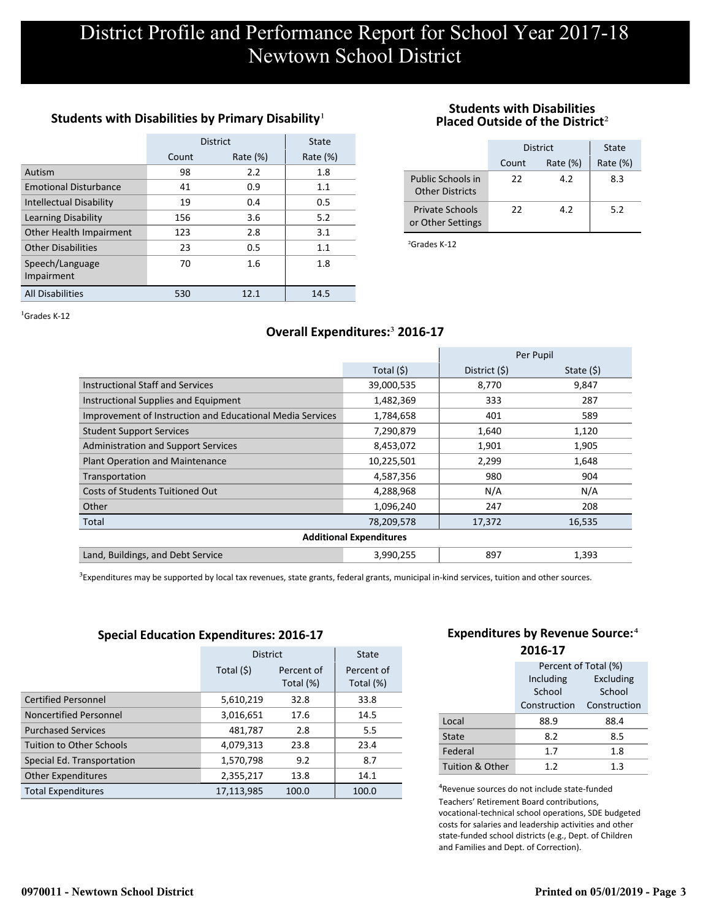# District Profile and Performance Report for School Year 2017-18
# Newtown School District

### Students with Disabilities by Primary Disability[1]

| | District | | State |
|---|---|---|---|
| | Count | Rate (%) | Rate (%) |
| Autism | 98 | 2.2 | 1.8 |
| Emotional Disturbance | 41 | 0.9 | 1.1 |
| Intellectual Disability | 19 | 0.4 | 0.5 |
| Learning Disability | 156 | 3.6 | 5.2 |
| Other Health Impairment | 123 | 2.8 | 3.1 |
| Other Disabilities | 23 | 0.5 | 1.1 |
| Speech/Language Impairment | 70 | 1.6 | 1.8 |
| All Disabilities | 530 | 12.1 | 14.5 |

[1]Grades K-12

### Students with Disabilities Placed Outside of the District[2]

| | District | | State |
|---|---|---|---|
| | Count | Rate (%) | Rate (%) |
| Public Schools in Other Districts | 22 | 4.2 | 8.3 |
| Private Schools or Other Settings | 22 | 4.2 | 5.2 |

[2]Grades K-12

### Overall Expenditures:[3] 2016-17

| | | Per Pupil | |
|---|---|---|---|
| | Total ($) | District ($) | State ($) |
| Instructional Staff and Services | 39,000,535 | 8,770 | 9,847 |
| Instructional Supplies and Equipment | 1,482,369 | 333 | 287 |
| Improvement of Instruction and Educational Media Services | 1,784,658 | 401 | 589 |
| Student Support Services | 7,290,879 | 1,640 | 1,120 |
| Administration and Support Services | 8,453,072 | 1,901 | 1,905 |
| Plant Operation and Maintenance | 10,225,501 | 2,299 | 1,648 |
| Transportation | 4,587,356 | 980 | 904 |
| Costs of Students Tuitioned Out | 4,288,968 | N/A | N/A |
| Other | 1,096,240 | 247 | 208 |
| Total | 78,209,578 | 17,372 | 16,535 |
| **Additional Expenditures** | | | |
| Land, Buildings, and Debt Service | 3,990,255 | 897 | 1,393 |

[3]Expenditures may be supported by local tax revenues, state grants, federal grants, municipal in-kind services, tuition and other sources.

### Special Education Expenditures: 2016-17

| | District | | State |
|---|---|---|---|
| | Total ($) | Percent of Total (%) | Percent of Total (%) |
| Certified Personnel | 5,610,219 | 32.8 | 33.8 |
| Noncertified Personnel | 3,016,651 | 17.6 | 14.5 |
| Purchased Services | 481,787 | 2.8 | 5.5 |
| Tuition to Other Schools | 4,079,313 | 23.8 | 23.4 |
| Special Ed. Transportation | 1,570,798 | 9.2 | 8.7 |
| Other Expenditures | 2,355,217 | 13.8 | 14.1 |
| Total Expenditures | 17,113,985 | 100.0 | 100.0 |

### Expenditures by Revenue Source:[4] 2016-17

| | Percent of Total (%) | |
|---|---|---|
| | Including School Construction | Excluding School Construction |
| Local | 88.9 | 88.4 |
| State | 8.2 | 8.5 |
| Federal | 1.7 | 1.8 |
| Tuition & Other | 1.2 | 1.3 |

[4]Revenue sources do not include state-funded Teachers' Retirement Board contributions, vocational-technical school operations, SDE budgeted costs for salaries and leadership activities and other state-funded school districts (e.g., Dept. of Children and Families and Dept. of Correction).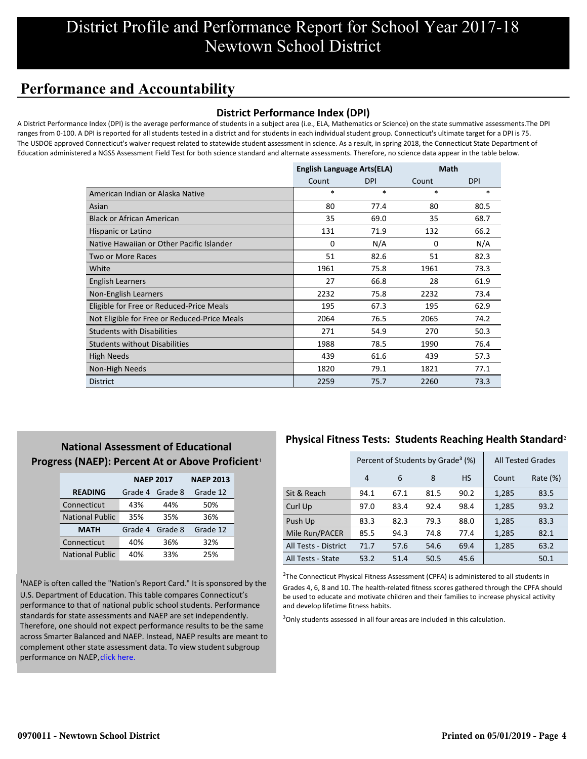# District Profile and Performance Report for School Year 2017-18
# Newtown School District

## Performance and Accountability

### District Performance Index (DPI)

A District Performance Index (DPI) is the average performance of students in a subject area (i.e., ELA, Mathematics or Science) on the state summative assessments.The DPI ranges from 0-100. A DPI is reported for all students tested in a district and for students in each individual student group. Connecticut's ultimate target for a DPI is 75. The USDOE approved Connecticut's waiver request related to statewide student assessment in science. As a result, in spring 2018, the Connecticut State Department of Education administered a NGSS Assessment Field Test for both science standard and alternate assessments. Therefore, no science data appear in the table below.

| | English Language Arts(ELA) | | Math | |
|---|---|---|---|---|
| | Count | DPI | Count | DPI |
| American Indian or Alaska Native | * | * | * | * |
| Asian | 80 | 77.4 | 80 | 80.5 |
| Black or African American | 35 | 69.0 | 35 | 68.7 |
| Hispanic or Latino | 131 | 71.9 | 132 | 66.2 |
| Native Hawaiian or Other Pacific Islander | 0 | N/A | 0 | N/A |
| Two or More Races | 51 | 82.6 | 51 | 82.3 |
| White | 1961 | 75.8 | 1961 | 73.3 |
| English Learners | 27 | 66.8 | 28 | 61.9 |
| Non-English Learners | 2232 | 75.8 | 2232 | 73.4 |
| Eligible for Free or Reduced-Price Meals | 195 | 67.3 | 195 | 62.9 |
| Not Eligible for Free or Reduced-Price Meals | 2064 | 76.5 | 2065 | 74.2 |
| Students with Disabilities | 271 | 54.9 | 270 | 50.3 |
| Students without Disabilities | 1988 | 78.5 | 1990 | 76.4 |
| High Needs | 439 | 61.6 | 439 | 57.3 |
| Non-High Needs | 1820 | 79.1 | 1821 | 77.1 |
| District | 2259 | 75.7 | 2260 | 73.3 |

### National Assessment of Educational Progress (NAEP): Percent At or Above Proficient[1]

| | NAEP 2017 | | NAEP 2013 |
|---|---|---|---|
| **READING** | Grade 4 | Grade 8 | Grade 12 |
| Connecticut | 43% | 44% | 50% |
| National Public | 35% | 35% | 36% |
| **MATH** | Grade 4 | Grade 8 | Grade 12 |
| Connecticut | 40% | 36% | 32% |
| National Public | 40% | 33% | 25% |

[1]NAEP is often called the "Nation's Report Card." It is sponsored by the U.S. Department of Education. This table compares Connecticut's performance to that of national public school students. Performance standards for state assessments and NAEP are set independently. Therefore, one should not expect performance results to be the same across Smarter Balanced and NAEP. Instead, NAEP results are meant to complement other state assessment data. To view student subgroup performance on NAEP, click here.

### Physical Fitness Tests: Students Reaching Health Standard[2]

| | Percent of Students by Grade[3] (%) | | | | All Tested Grades | |
|---|---|---|---|---|---|---|
| | 4 | 6 | 8 | HS | Count | Rate (%) |
| Sit & Reach | 94.1 | 67.1 | 81.5 | 90.2 | 1,285 | 83.5 |
| Curl Up | 97.0 | 83.4 | 92.4 | 98.4 | 1,285 | 93.2 |
| Push Up | 83.3 | 82.3 | 79.3 | 88.0 | 1,285 | 83.3 |
| Mile Run/PACER | 85.5 | 94.3 | 74.8 | 77.4 | 1,285 | 82.1 |
| All Tests - District | 71.7 | 57.6 | 54.6 | 69.4 | 1,285 | 63.2 |
| All Tests - State | 53.2 | 51.4 | 50.5 | 45.6 | | 50.1 |

[2]The Connecticut Physical Fitness Assessment (CPFA) is administered to all students in Grades 4, 6, 8 and 10. The health-related fitness scores gathered through the CPFA should be used to educate and motivate children and their families to increase physical activity and develop lifetime fitness habits.

[3]Only students assessed in all four areas are included in this calculation.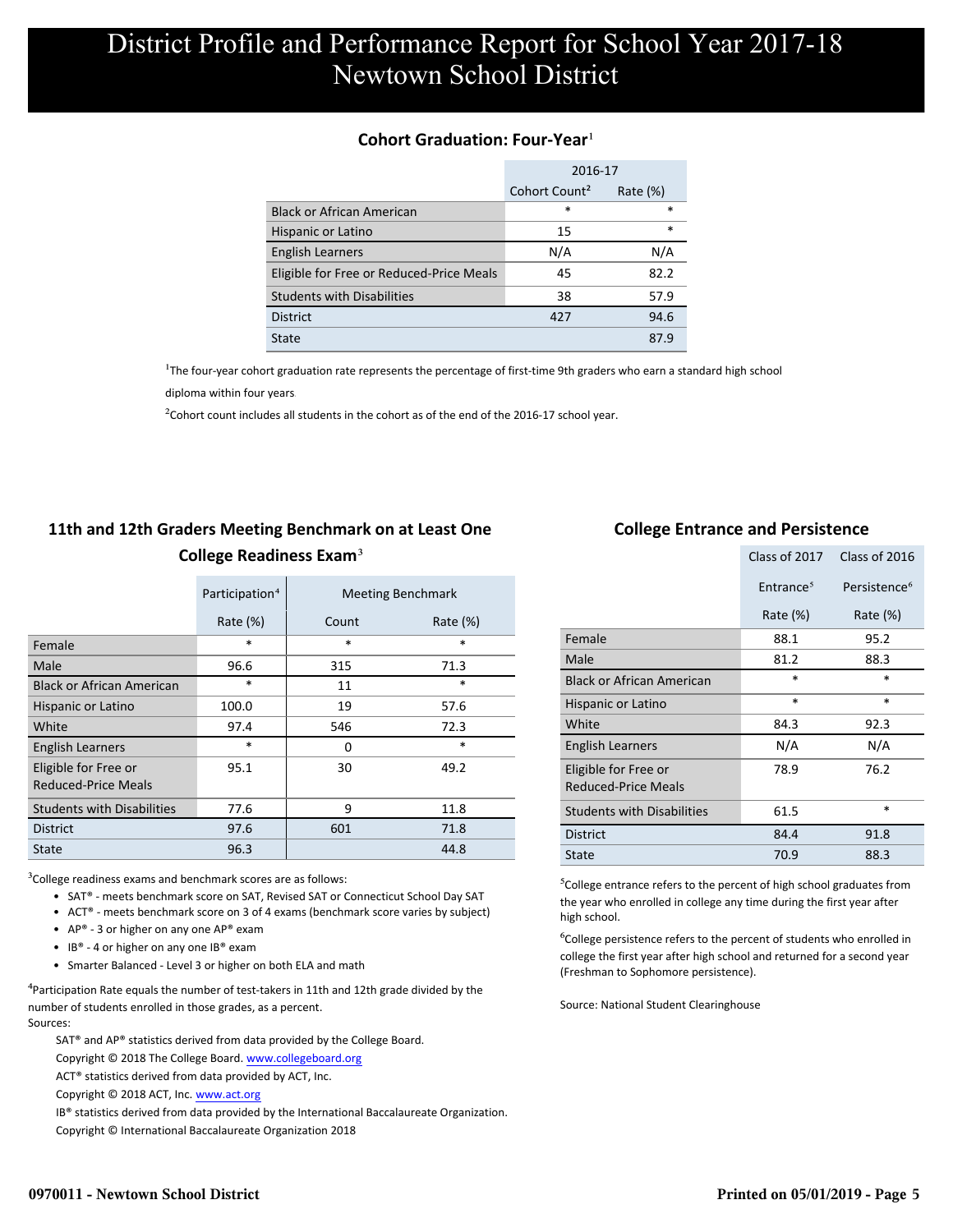# District Profile and Performance Report for School Year 2017-18
# Newtown School District

## Cohort Graduation: Four-Year[1]

| | 2016-17 | |
|---|---|---|
| | Cohort Count[2] | Rate (%) |
| Black or African American | * | * |
| Hispanic or Latino | 15 | * |
| English Learners | N/A | N/A |
| Eligible for Free or Reduced-Price Meals | 45 | 82.2 |
| Students with Disabilities | 38 | 57.9 |
| District | 427 | 94.6 |
| State | | 87.9 |

[1]The four-year cohort graduation rate represents the percentage of first-time 9th graders who earn a standard high school diploma within four years

[2]Cohort count includes all students in the cohort as of the end of the 2016-17 school year.

## 11th and 12th Graders Meeting Benchmark on at Least One College Readiness Exam[3]

| | Participation[4] | Meeting Benchmark | |
|---|---|---|---|
| | Rate (%) | Count | Rate (%) |
| Female | * | * | * |
| Male | 96.6 | 315 | 71.3 |
| Black or African American | * | 11 | * |
| Hispanic or Latino | 100.0 | 19 | 57.6 |
| White | 97.4 | 546 | 72.3 |
| English Learners | * | 0 | * |
| Eligible for Free or Reduced-Price Meals | 95.1 | 30 | 49.2 |
| Students with Disabilities | 77.6 | 9 | 11.8 |
| District | 97.6 | 601 | 71.8 |
| State | 96.3 | | 44.8 |

[3]College readiness exams and benchmark scores are as follows:

- SAT® - meets benchmark score on SAT, Revised SAT or Connecticut School Day SAT
- ACT® - meets benchmark score on 3 of 4 exams (benchmark score varies by subject)
- AP® - 3 or higher on any one AP® exam
- IB® - 4 or higher on any one IB® exam
- Smarter Balanced - Level 3 or higher on both ELA and math

[4]Participation Rate equals the number of test-takers in 11th and 12th grade divided by the number of students enrolled in those grades, as a percent.

Sources:

SAT® and AP® statistics derived from data provided by the College Board.
Copyright © 2018 The College Board. www.collegeboard.org

ACT® statistics derived from data provided by ACT, Inc.
Copyright © 2018 ACT, Inc. www.act.org

IB® statistics derived from data provided by the International Baccalaureate Organization.
Copyright © International Baccalaureate Organization 2018

## College Entrance and Persistence

| | Class of 2017 | Class of 2016 |
|---|---|---|
| | Entrance[5] | Persistence[6] |
| | Rate (%) | Rate (%) |
| Female | 88.1 | 95.2 |
| Male | 81.2 | 88.3 |
| Black or African American | * | * |
| Hispanic or Latino | * | * |
| White | 84.3 | 92.3 |
| English Learners | N/A | N/A |
| Eligible for Free or Reduced-Price Meals | 78.9 | 76.2 |
| Students with Disabilities | 61.5 | * |
| District | 84.4 | 91.8 |
| State | 70.9 | 88.3 |

[5]College entrance refers to the percent of high school graduates from the year who enrolled in college any time during the first year after high school.

[6]College persistence refers to the percent of students who enrolled in college the first year after high school and returned for a second year (Freshman to Sophomore persistence).

Source: National Student Clearinghouse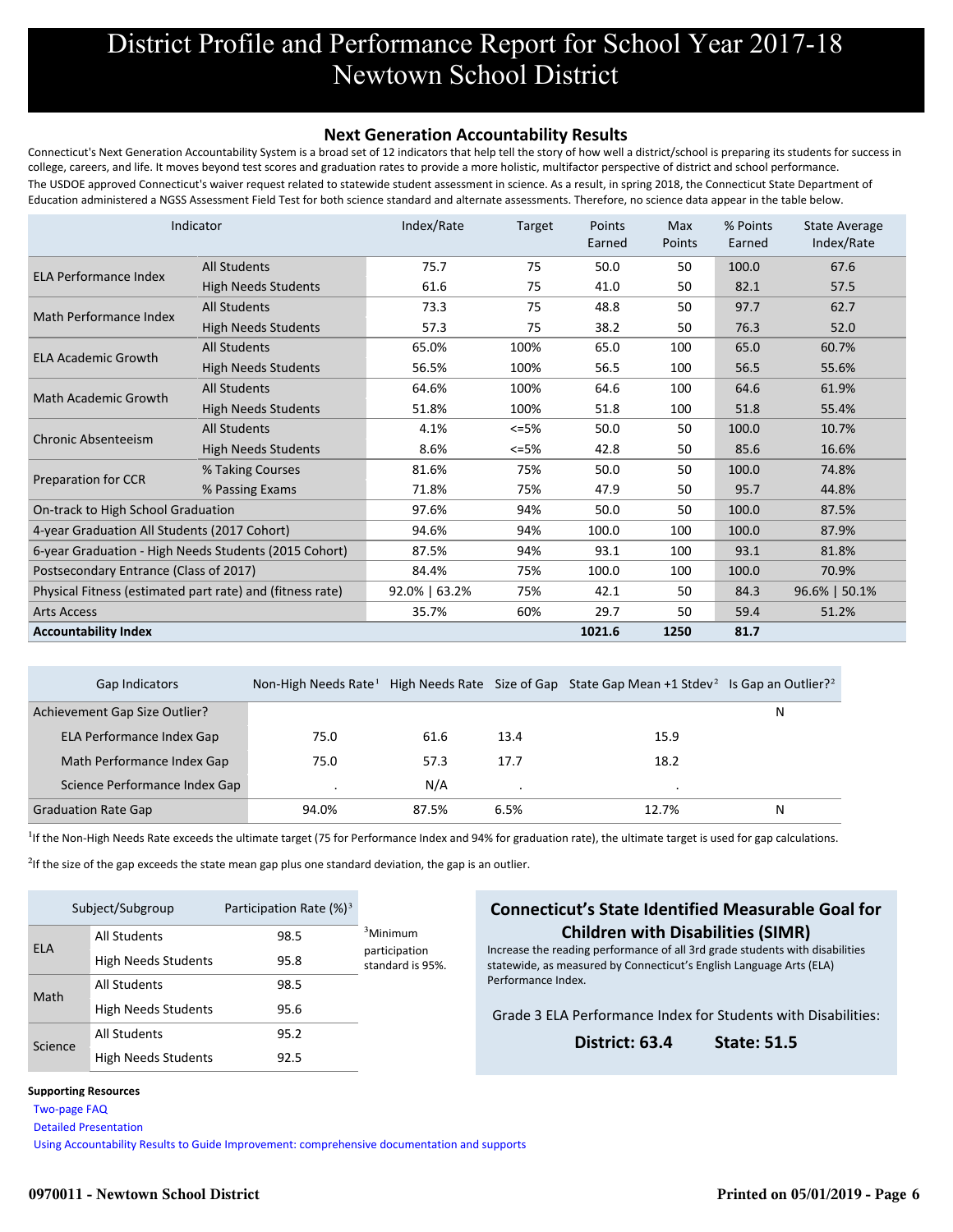# District Profile and Performance Report for School Year 2017-18
# Newtown School District

## Next Generation Accountability Results

Connecticut's Next Generation Accountability System is a broad set of 12 indicators that help tell the story of how well a district/school is preparing its students for success in college, careers, and life. It moves beyond test scores and graduation rates to provide a more holistic, multifactor perspective of district and school performance.

The USDOE approved Connecticut's waiver request related to statewide student assessment in science. As a result, in spring 2018, the Connecticut State Department of Education administered a NGSS Assessment Field Test for both science standard and alternate assessments. Therefore, no science data appear in the table below.

| Indicator | | Index/Rate | Target | Points Earned | Max Points | % Points Earned | State Average Index/Rate |
|---|---|---|---|---|---|---|---|
| ELA Performance Index | All Students | 75.7 | 75 | 50.0 | 50 | 100.0 | 67.6 |
| | High Needs Students | 61.6 | 75 | 41.0 | 50 | 82.1 | 57.5 |
| Math Performance Index | All Students | 73.3 | 75 | 48.8 | 50 | 97.7 | 62.7 |
| | High Needs Students | 57.3 | 75 | 38.2 | 50 | 76.3 | 52.0 |
| ELA Academic Growth | All Students | 65.0% | 100% | 65.0 | 100 | 65.0 | 60.7% |
| | High Needs Students | 56.5% | 100% | 56.5 | 100 | 56.5 | 55.6% |
| Math Academic Growth | All Students | 64.6% | 100% | 64.6 | 100 | 64.6 | 61.9% |
| | High Needs Students | 51.8% | 100% | 51.8 | 100 | 51.8 | 55.4% |
| Chronic Absenteeism | All Students | 4.1% | <=5% | 50.0 | 50 | 100.0 | 10.7% |
| | High Needs Students | 8.6% | <=5% | 42.8 | 50 | 85.6 | 16.6% |
| Preparation for CCR | % Taking Courses | 81.6% | 75% | 50.0 | 50 | 100.0 | 74.8% |
| | % Passing Exams | 71.8% | 75% | 47.9 | 50 | 95.7 | 44.8% |
| On-track to High School Graduation | | 97.6% | 94% | 50.0 | 50 | 100.0 | 87.5% |
| 4-year Graduation All Students (2017 Cohort) | | 94.6% | 94% | 100.0 | 100 | 100.0 | 87.9% |
| 6-year Graduation - High Needs Students (2015 Cohort) | | 87.5% | 94% | 93.1 | 100 | 93.1 | 81.8% |
| Postsecondary Entrance (Class of 2017) | | 84.4% | 75% | 100.0 | 100 | 100.0 | 70.9% |
| Physical Fitness (estimated part rate) and (fitness rate) | | 92.0% \| 63.2% | 75% | 42.1 | 50 | 84.3 | 96.6% \| 50.1% |
| Arts Access | | 35.7% | 60% | 29.7 | 50 | 59.4 | 51.2% |
| **Accountability Index** | | | | **1021.6** | **1250** | **81.7** | |

| Gap Indicators | Non-High Needs Rate[1] | High Needs Rate | Size of Gap | State Gap Mean +1 Stdev[2] | Is Gap an Outlier?[2] |
|---|---|---|---|---|---|
| Achievement Gap Size Outlier? | | | | | N |
| ELA Performance Index Gap | 75.0 | 61.6 | 13.4 | 15.9 | |
| Math Performance Index Gap | 75.0 | 57.3 | 17.7 | 18.2 | |
| Science Performance Index Gap | . | N/A | . | . | |
| Graduation Rate Gap | 94.0% | 87.5% | 6.5% | 12.7% | N |

[1]If the Non-High Needs Rate exceeds the ultimate target (75 for Performance Index and 94% for graduation rate), the ultimate target is used for gap calculations.

[2]If the size of the gap exceeds the state mean gap plus one standard deviation, the gap is an outlier.

| Subject/Subgroup | | Participation Rate (%)[3] |
|---|---|---|
| ELA | All Students | 98.5 |
| | High Needs Students | 95.8 |
| Math | All Students | 98.5 |
| | High Needs Students | 95.6 |
| Science | All Students | 95.2 |
| | High Needs Students | 92.5 |

[3]Minimum participation standard is 95%.

### Connecticut's State Identified Measurable Goal for Children with Disabilities (SIMR)

Increase the reading performance of all 3rd grade students with disabilities statewide, as measured by Connecticut's English Language Arts (ELA) Performance Index.

Grade 3 ELA Performance Index for Students with Disabilities:

**District: 63.4** **State: 51.5**

**Supporting Resources**

Two-page FAQ

Detailed Presentation

Using Accountability Results to Guide Improvement: comprehensive documentation and supports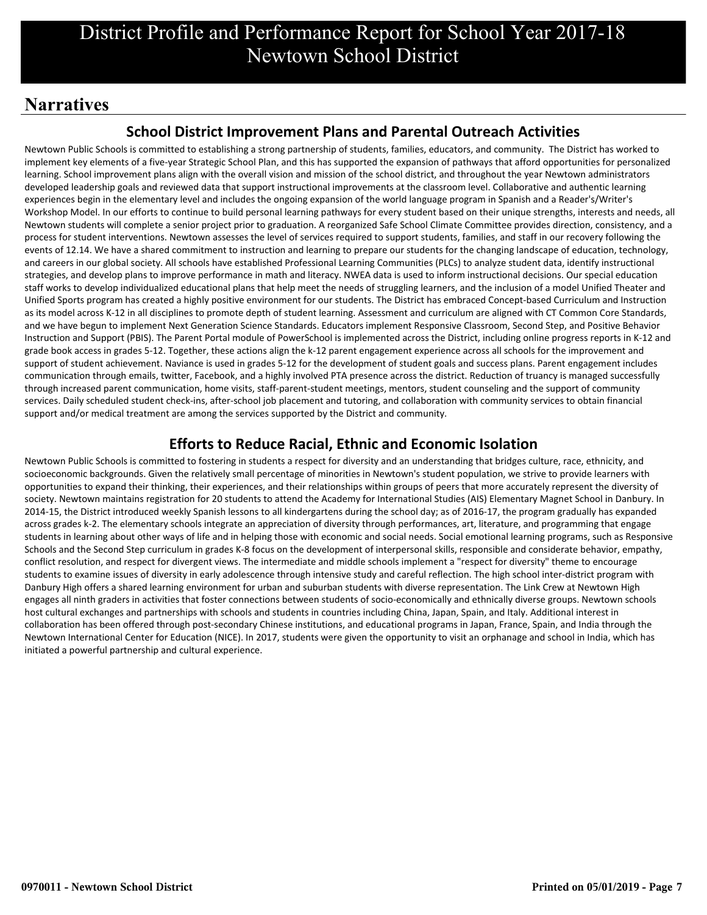# District Profile and Performance Report for School Year 2017-18
# Newtown School District

## Narratives

### School District Improvement Plans and Parental Outreach Activities

Newtown Public Schools is committed to establishing a strong partnership of students, families, educators, and community. The District has worked to implement key elements of a five-year Strategic School Plan, and this has supported the expansion of pathways that afford opportunities for personalized learning. School improvement plans align with the overall vision and mission of the school district, and throughout the year Newtown administrators developed leadership goals and reviewed data that support instructional improvements at the classroom level. Collaborative and authentic learning experiences begin in the elementary level and includes the ongoing expansion of the world language program in Spanish and a Reader's/Writer's Workshop Model. In our efforts to continue to build personal learning pathways for every student based on their unique strengths, interests and needs, all Newtown students will complete a senior project prior to graduation. A reorganized Safe School Climate Committee provides direction, consistency, and a process for student interventions. Newtown assesses the level of services required to support students, families, and staff in our recovery following the events of 12.14. We have a shared commitment to instruction and learning to prepare our students for the changing landscape of education, technology, and careers in our global society. All schools have established Professional Learning Communities (PLCs) to analyze student data, identify instructional strategies, and develop plans to improve performance in math and literacy. NWEA data is used to inform instructional decisions. Our special education staff works to develop individualized educational plans that help meet the needs of struggling learners, and the inclusion of a model Unified Theater and Unified Sports program has created a highly positive environment for our students. The District has embraced Concept-based Curriculum and Instruction as its model across K-12 in all disciplines to promote depth of student learning. Assessment and curriculum are aligned with CT Common Core Standards, and we have begun to implement Next Generation Science Standards. Educators implement Responsive Classroom, Second Step, and Positive Behavior Instruction and Support (PBIS). The Parent Portal module of PowerSchool is implemented across the District, including online progress reports in K-12 and grade book access in grades 5-12. Together, these actions align the k-12 parent engagement experience across all schools for the improvement and support of student achievement. Naviance is used in grades 5-12 for the development of student goals and success plans. Parent engagement includes communication through emails, twitter, Facebook, and a highly involved PTA presence across the district. Reduction of truancy is managed successfully through increased parent communication, home visits, staff-parent-student meetings, mentors, student counseling and the support of community services. Daily scheduled student check-ins, after-school job placement and tutoring, and collaboration with community services to obtain financial support and/or medical treatment are among the services supported by the District and community.

### Efforts to Reduce Racial, Ethnic and Economic Isolation

Newtown Public Schools is committed to fostering in students a respect for diversity and an understanding that bridges culture, race, ethnicity, and socioeconomic backgrounds. Given the relatively small percentage of minorities in Newtown's student population, we strive to provide learners with opportunities to expand their thinking, their experiences, and their relationships within groups of peers that more accurately represent the diversity of society. Newtown maintains registration for 20 students to attend the Academy for International Studies (AIS) Elementary Magnet School in Danbury. In 2014-15, the District introduced weekly Spanish lessons to all kindergartens during the school day; as of 2016-17, the program gradually has expanded across grades k-2. The elementary schools integrate an appreciation of diversity through performances, art, literature, and programming that engage students in learning about other ways of life and in helping those with economic and social needs. Social emotional learning programs, such as Responsive Schools and the Second Step curriculum in grades K-8 focus on the development of interpersonal skills, responsible and considerate behavior, empathy, conflict resolution, and respect for divergent views. The intermediate and middle schools implement a "respect for diversity" theme to encourage students to examine issues of diversity in early adolescence through intensive study and careful reflection. The high school inter-district program with Danbury High offers a shared learning environment for urban and suburban students with diverse representation. The Link Crew at Newtown High engages all ninth graders in activities that foster connections between students of socio-economically and ethnically diverse groups. Newtown schools host cultural exchanges and partnerships with schools and students in countries including China, Japan, Spain, and Italy. Additional interest in collaboration has been offered through post-secondary Chinese institutions, and educational programs in Japan, France, Spain, and India through the Newtown International Center for Education (NICE). In 2017, students were given the opportunity to visit an orphanage and school in India, which has initiated a powerful partnership and cultural experience.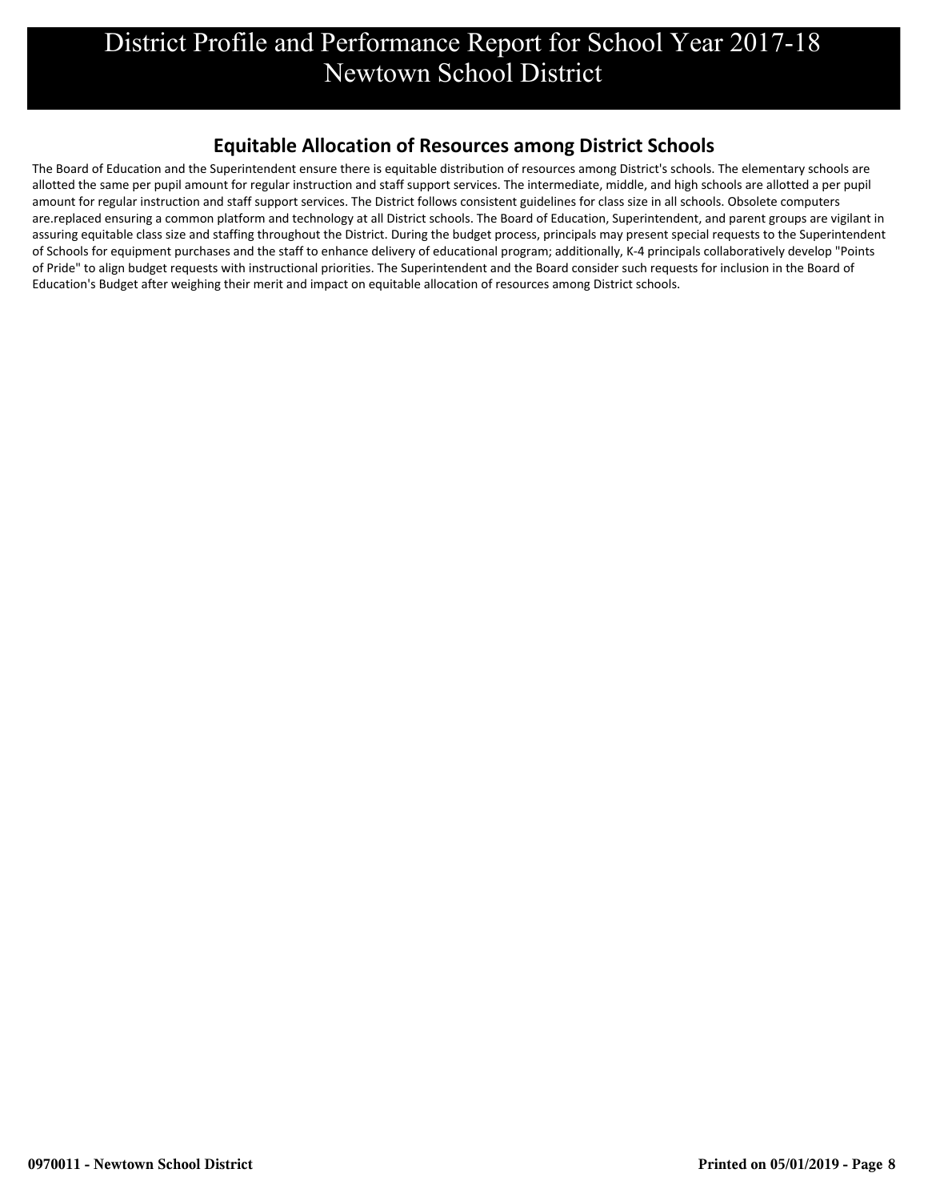## Equitable Allocation of Resources among District Schools

The Board of Education and the Superintendent ensure there is equitable distribution of resources among District's schools. The elementary schools are allotted the same per pupil amount for regular instruction and staff support services. The intermediate, middle, and high schools are allotted a per pupil amount for regular instruction and staff support services. The District follows consistent guidelines for class size in all schools. Obsolete computers are.replaced ensuring a common platform and technology at all District schools. The Board of Education, Superintendent, and parent groups are vigilant in assuring equitable class size and staffing throughout the District. During the budget process, principals may present special requests to the Superintendent of Schools for equipment purchases and the staff to enhance delivery of educational program; additionally, K-4 principals collaboratively develop "Points of Pride" to align budget requests with instructional priorities. The Superintendent and the Board consider such requests for inclusion in the Board of Education's Budget after weighing their merit and impact on equitable allocation of resources among District schools.